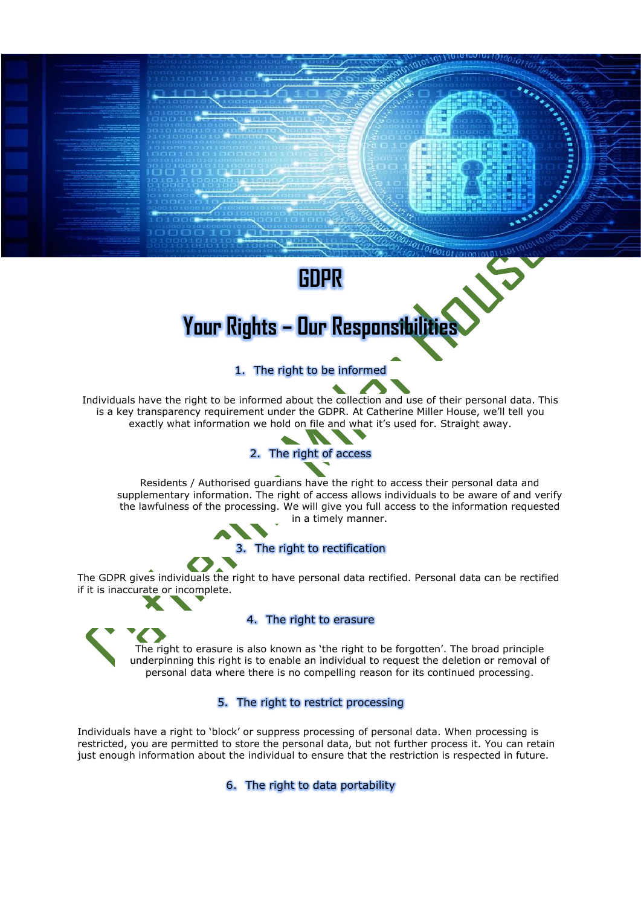# GDPR

# Your Rights – Our Responsibilities

## 1. The right to be informed

Individuals have the right to be informed about the collection and use of their personal data. This is a key transparency requirement under the GDPR. At Catherine Miller House, we'll tell you exactly what information we hold on file and what it's used for. Straight away.

## 2. The right of access

Residents / Authorised guardians have the right to access their personal data and supplementary information. The right of access allows individuals to be aware of and verify the lawfulness of the processing. We will give you full access to the information requested in a timely manner.

## 3. The right to rectification

The GDPR gives individuals the right to have personal data rectified. Personal data can be rectified if it is inaccurate or incomplete.

## 4. The right to erasure

The right to erasure is also known as 'the right to be forgotten'. The broad principle underpinning this right is to enable an individual to request the deletion or removal of personal data where there is no compelling reason for its continued processing.

## 5. The right to restrict processing

Individuals have a right to 'block' or suppress processing of personal data. When processing is restricted, you are permitted to store the personal data, but not further process it. You can retain just enough information about the individual to ensure that the restriction is respected in future.

## 6. The right to data portability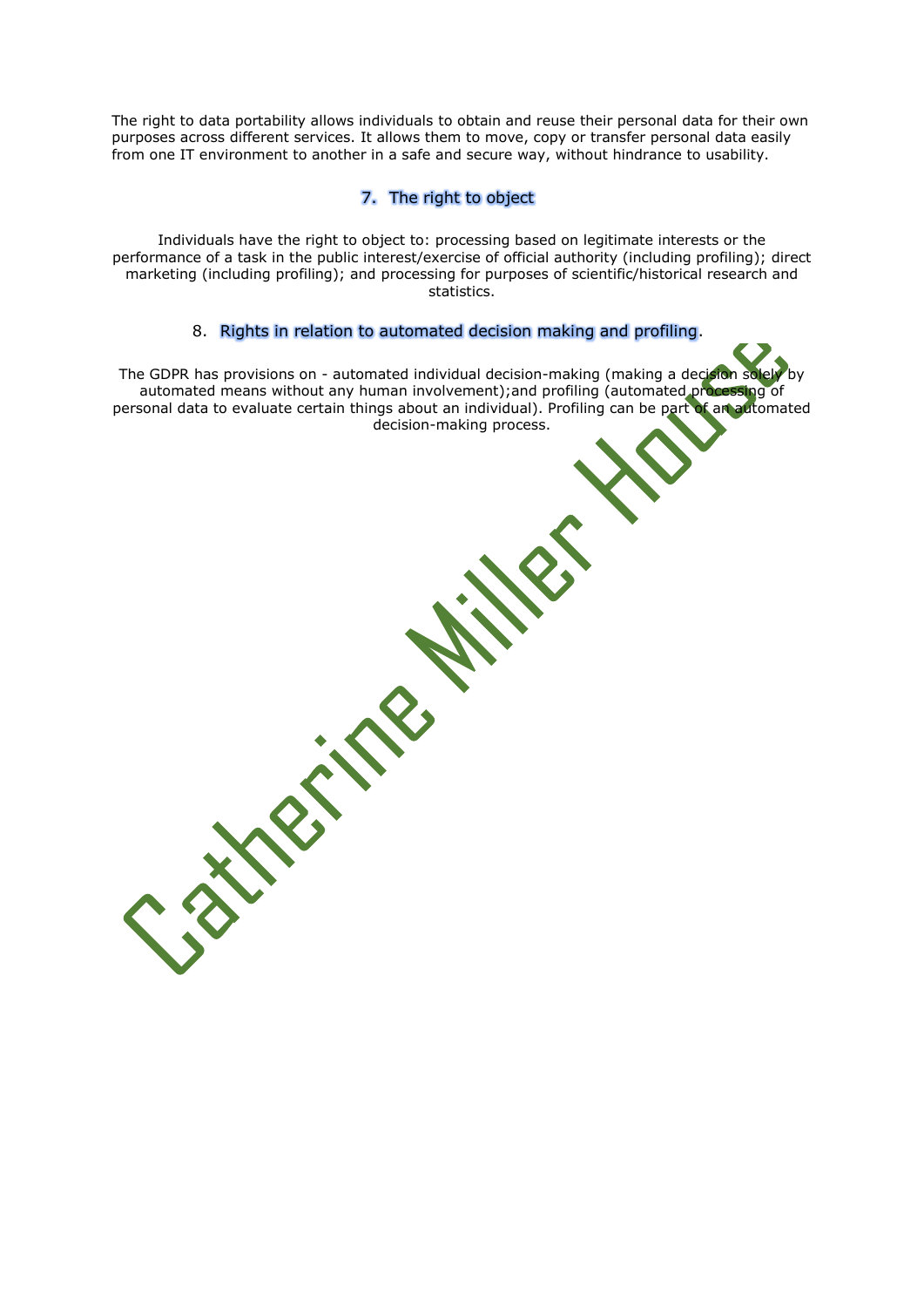The right to data portability allows individuals to obtain and reuse their personal data for their own purposes across different services. It allows them to move, copy or transfer personal data easily from one IT environment to another in a safe and secure way, without hindrance to usability.

## 7. The right to object

Individuals have the right to object to: processing based on legitimate interests or the performance of a task in the public interest/exercise of official authority (including profiling); direct marketing (including profiling); and processing for purposes of scientific/historical research and statistics.

## 8. Rights in relation to automated decision making and profiling.

The GDPR has provisions on - automated individual decision-making (making a decision solely by automated means without any human involvement);and profiling (automated processing of personal data to evaluate certain things about an individual). Profiling can be part of an automated decision-making process.